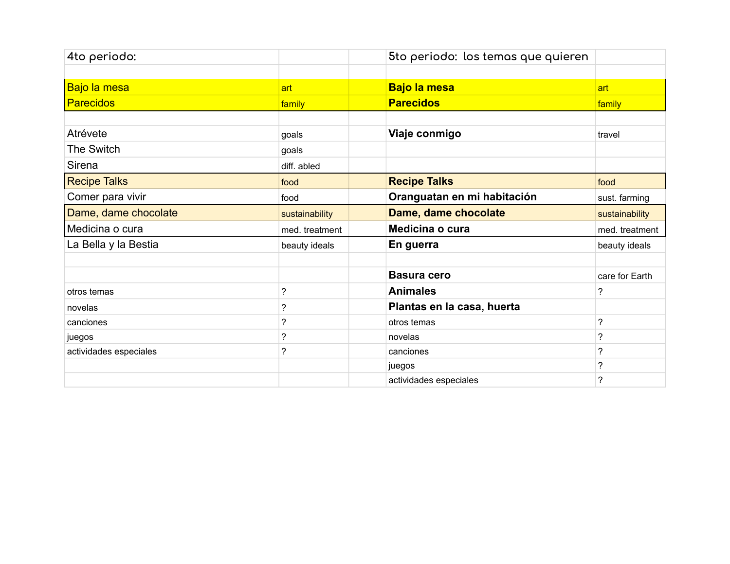| 4to periodo: | | | 5to periodo: los temas que quieren | |
|---|---|---|---|---|
| | | | | |
| Bajo la mesa | art | | **Bajo la mesa** | art |
| Parecidos | family | | **Parecidos** | family |
| | | | | |
| Atrévete | goals | | **Viaje conmigo** | travel |
| The Switch | goals | | | |
| Sirena | diff. abled | | | |
| Recipe Talks | food | | **Recipe Talks** | food |
| Comer para vivir | food | | **Oranguatan en mi habitación** | sust. farming |
| Dame, dame chocolate | sustainability | | **Dame, dame chocolate** | sustainability |
| Medicina o cura | med. treatment | | **Medicina o cura** | med. treatment |
| La Bella y la Bestia | beauty ideals | | **En guerra** | beauty ideals |
| | | | | |
| | | | **Basura cero** | care for Earth |
| otros temas | ? | | **Animales** | ? |
| novelas | ? | | **Plantas en la casa, huerta** | |
| canciones | ? | | otros temas | ? |
| juegos | ? | | novelas | ? |
| actividades especiales | ? | | canciones | ? |
| | | | juegos | ? |
| | | | actividades especiales | ? |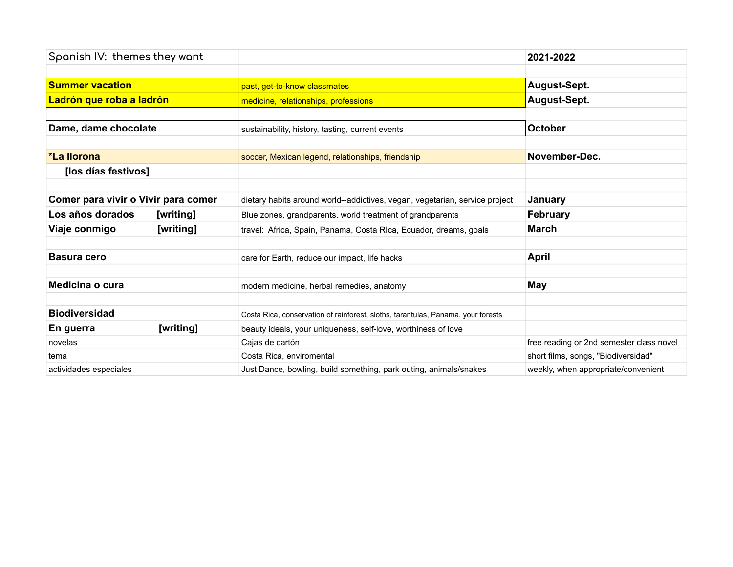| Spanish IV: themes they want | | 2021-2022 |
|---|---|---|
| | | |
| **Summer vacation** | past, get-to-know classmates | **August-Sept.** |
| **Ladrón que roba a ladrón** | medicine, relationships, professions | **August-Sept.** |
| | | |
| **Dame, dame chocolate** | sustainability, history, tasting, current events | **October** |
| | | |
| ***La llorona** | soccer, Mexican legend, relationships, friendship | **November-Dec.** |
| **[los días festivos]** | | |
| | | |
| **Comer para vivir o Vivir para comer** | dietary habits around world--addictives, vegan, vegetarian, service project | **January** |
| **Los años dorados [writing]** | Blue zones, grandparents, world treatment of grandparents | **February** |
| **Viaje conmigo [writing]** | travel: Africa, Spain, Panama, Costa RIca, Ecuador, dreams, goals | **March** |
| | | |
| **Basura cero** | care for Earth, reduce our impact, life hacks | **April** |
| | | |
| **Medicina o cura** | modern medicine, herbal remedies, anatomy | **May** |
| | | |
| **Biodiversidad** | Costa Rica, conservation of rainforest, sloths, tarantulas, Panama, your forests | |
| **En guerra [writing]** | beauty ideals, your uniqueness, self-love, worthiness of love | |
| novelas | Cajas de cartón | free reading or 2nd semester class novel |
| tema | Costa Rica, enviromental | short films, songs, "Biodiversidad" |
| actividades especiales | Just Dance, bowling, build something, park outing, animals/snakes | weekly, when appropriate/convenient |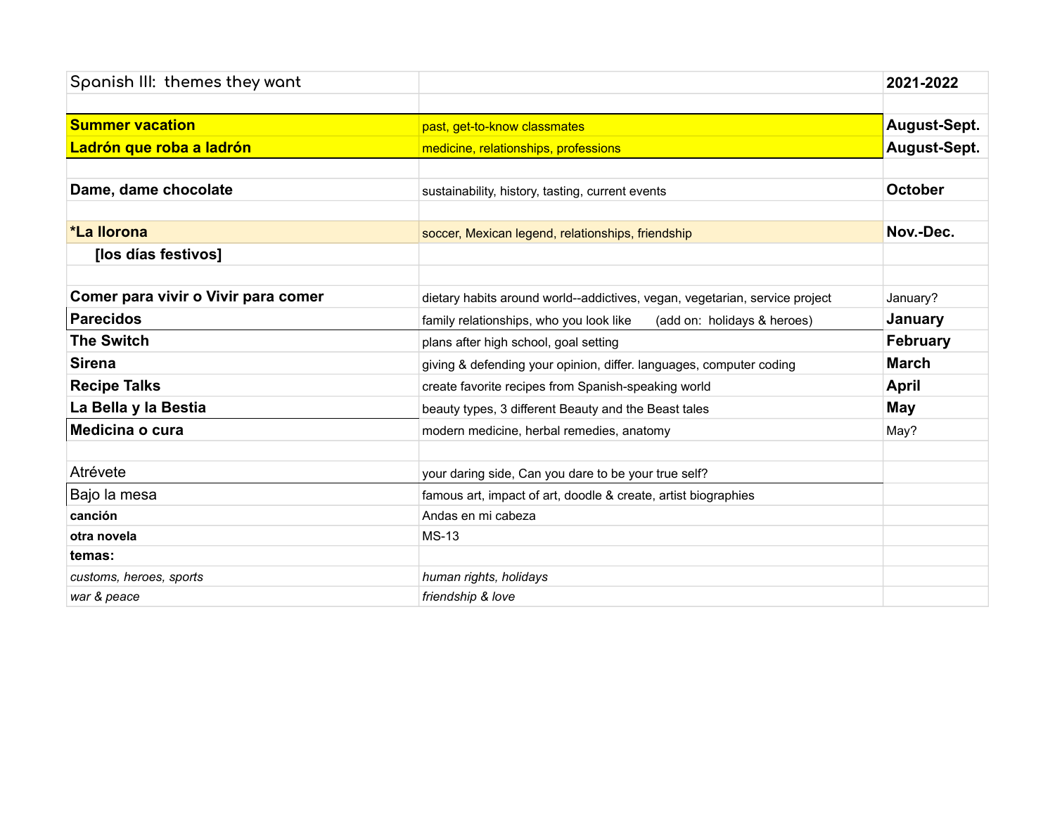| Spanish III: themes they want | | 2021-2022 |
|---|---|---|
| | | |
| **Summer vacation** | past, get-to-know classmates | **August-Sept.** |
| **Ladrón que roba a ladrón** | medicine, relationships, professions | **August-Sept.** |
| | | |
| **Dame, dame chocolate** | sustainability, history, tasting, current events | **October** |
| | | |
| ***La llorona** | soccer, Mexican legend, relationships, friendship | **Nov.-Dec.** |
| **[los días festivos]** | | |
| | | |
| **Comer para vivir o Vivir para comer** | dietary habits around world--addictives, vegan, vegetarian, service project | January? |
| **Parecidos** | family relationships, who you look like (add on: holidays & heroes) | **January** |
| **The Switch** | plans after high school, goal setting | **February** |
| **Sirena** | giving & defending your opinion, differ. languages, computer coding | **March** |
| **Recipe Talks** | create favorite recipes from Spanish-speaking world | **April** |
| **La Bella y la Bestia** | beauty types, 3 different Beauty and the Beast tales | **May** |
| **Medicina o cura** | modern medicine, herbal remedies, anatomy | May? |
| | | |
| Atrévete | your daring side, Can you dare to be your true self? | |
| Bajo la mesa | famous art, impact of art, doodle & create, artist biographies | |
| **canción** | Andas en mi cabeza | |
| **otra novela** | MS-13 | |
| **temas:** | | |
| *customs, heroes, sports* | *human rights, holidays* | |
| *war & peace* | *friendship & love* | |